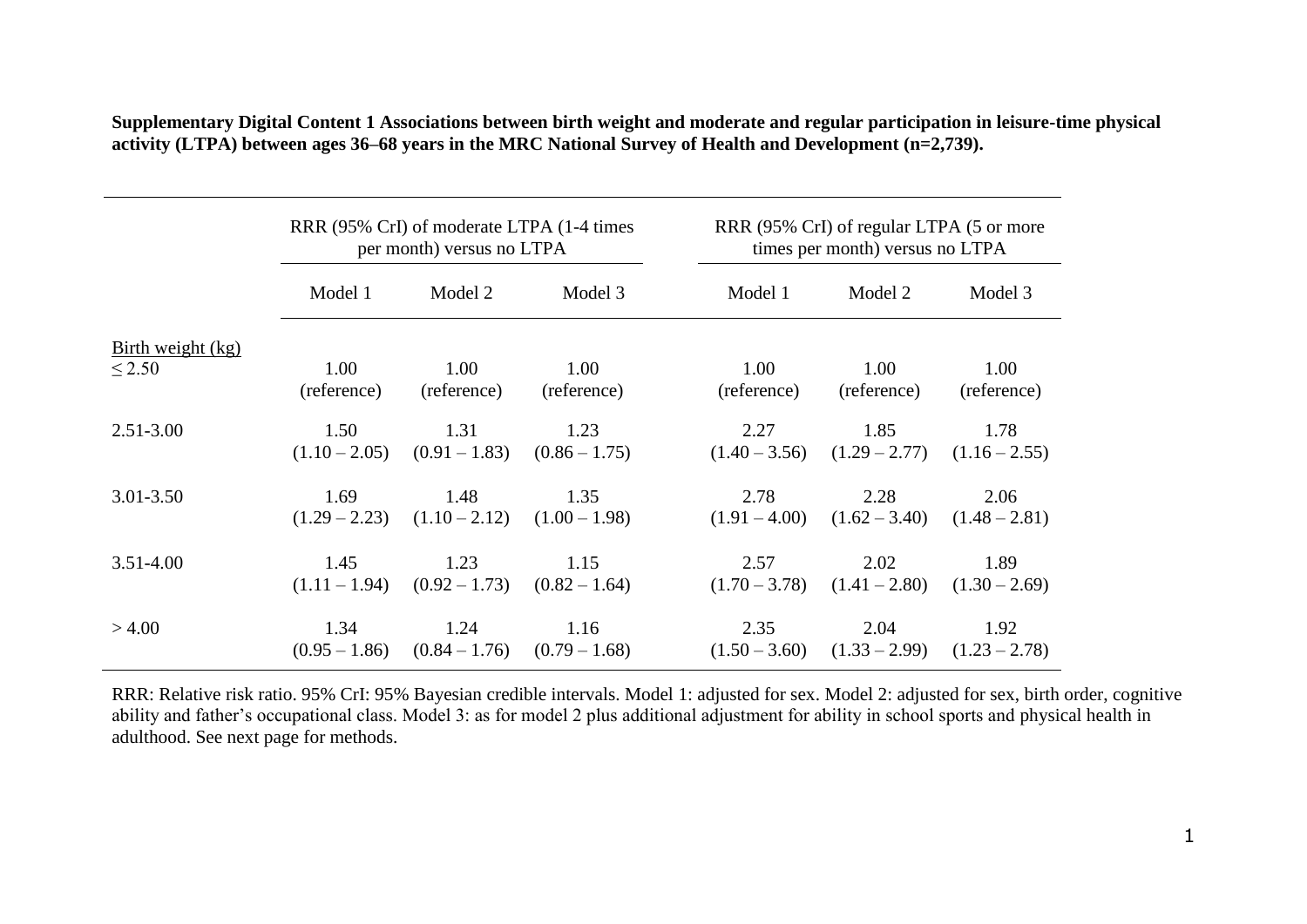**Supplementary Digital Content 1 Associations between birth weight and moderate and regular participation in leisure-time physical activity (LTPA) between ages 36–68 years in the MRC National Survey of Health and Development (n=2,739).**

| | RRR (95% CrI) of moderate LTPA (1-4 times per month) versus no LTPA | | | RRR (95% CrI) of regular LTPA (5 or more times per month) versus no LTPA | | |
|---|---|---|---|---|---|---|
| | Model 1 | Model 2 | Model 3 | Model 1 | Model 2 | Model 3 |
| Birth weight (kg) | | | | | | |
| ≤ 2.50 | 1.00 (reference) | 1.00 (reference) | 1.00 (reference) | 1.00 (reference) | 1.00 (reference) | 1.00 (reference) |
| 2.51-3.00 | 1.50 (1.10 – 2.05) | 1.31 (0.91 – 1.83) | 1.23 (0.86 – 1.75) | 2.27 (1.40 – 3.56) | 1.85 (1.29 – 2.77) | 1.78 (1.16 – 2.55) |
| 3.01-3.50 | 1.69 (1.29 – 2.23) | 1.48 (1.10 – 2.12) | 1.35 (1.00 – 1.98) | 2.78 (1.91 – 4.00) | 2.28 (1.62 – 3.40) | 2.06 (1.48 – 2.81) |
| 3.51-4.00 | 1.45 (1.11 – 1.94) | 1.23 (0.92 – 1.73) | 1.15 (0.82 – 1.64) | 2.57 (1.70 – 3.78) | 2.02 (1.41 – 2.80) | 1.89 (1.30 – 2.69) |
| > 4.00 | 1.34 (0.95 – 1.86) | 1.24 (0.84 – 1.76) | 1.16 (0.79 – 1.68) | 2.35 (1.50 – 3.60) | 2.04 (1.33 – 2.99) | 1.92 (1.23 – 2.78) |

RRR: Relative risk ratio. 95% CrI: 95% Bayesian credible intervals. Model 1: adjusted for sex. Model 2: adjusted for sex, birth order, cognitive ability and father's occupational class. Model 3: as for model 2 plus additional adjustment for ability in school sports and physical health in adulthood. See next page for methods.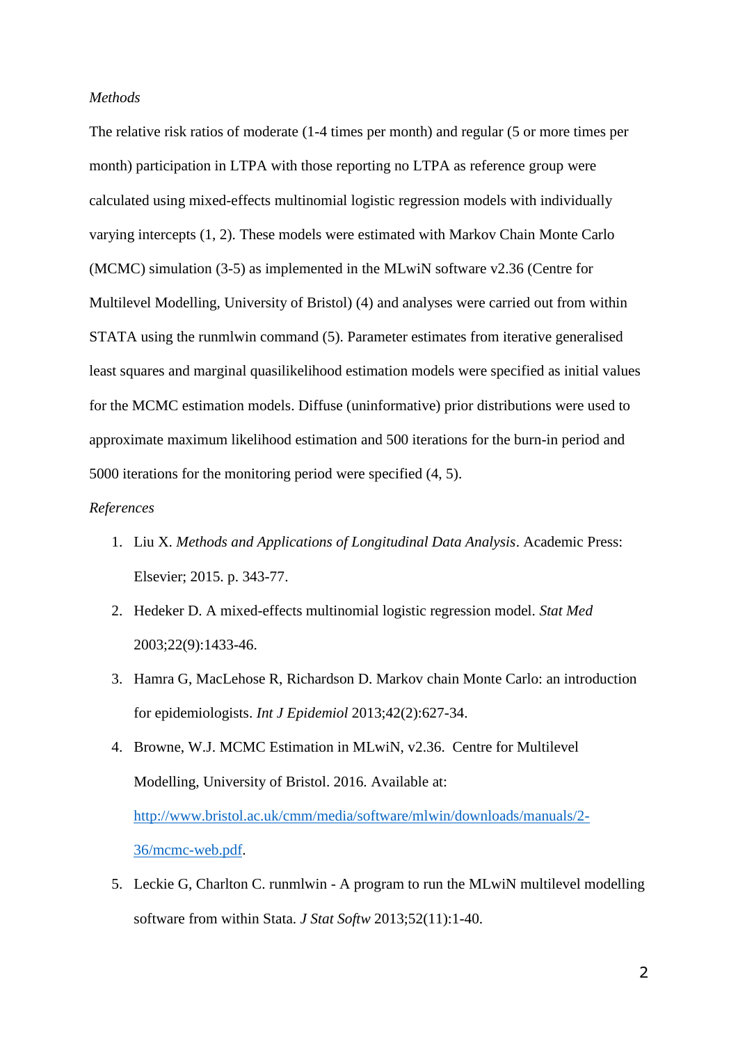*Methods*

The relative risk ratios of moderate (1-4 times per month) and regular (5 or more times per month) participation in LTPA with those reporting no LTPA as reference group were calculated using mixed-effects multinomial logistic regression models with individually varying intercepts (1, 2). These models were estimated with Markov Chain Monte Carlo (MCMC) simulation (3-5) as implemented in the MLwiN software v2.36 (Centre for Multilevel Modelling, University of Bristol) (4) and analyses were carried out from within STATA using the runmlwin command (5). Parameter estimates from iterative generalised least squares and marginal quasilikelihood estimation models were specified as initial values for the MCMC estimation models. Diffuse (uninformative) prior distributions were used to approximate maximum likelihood estimation and 500 iterations for the burn-in period and 5000 iterations for the monitoring period were specified (4, 5).

*References*

1. Liu X. *Methods and Applications of Longitudinal Data Analysis*. Academic Press: Elsevier; 2015. p. 343-77.
2. Hedeker D. A mixed-effects multinomial logistic regression model. *Stat Med* 2003;22(9):1433-46.
3. Hamra G, MacLehose R, Richardson D. Markov chain Monte Carlo: an introduction for epidemiologists. *Int J Epidemiol* 2013;42(2):627-34.
4. Browne, W.J. MCMC Estimation in MLwiN, v2.36. Centre for Multilevel Modelling, University of Bristol. 2016. Available at: [http://www.bristol.ac.uk/cmm/media/software/mlwin/downloads/manuals/2-36/mcmc-web.pdf](http://www.bristol.ac.uk/cmm/media/software/mlwin/downloads/manuals/2-36/mcmc-web.pdf).
5. Leckie G, Charlton C. runmlwin - A program to run the MLwiN multilevel modelling software from within Stata. *J Stat Softw* 2013;52(11):1-40.